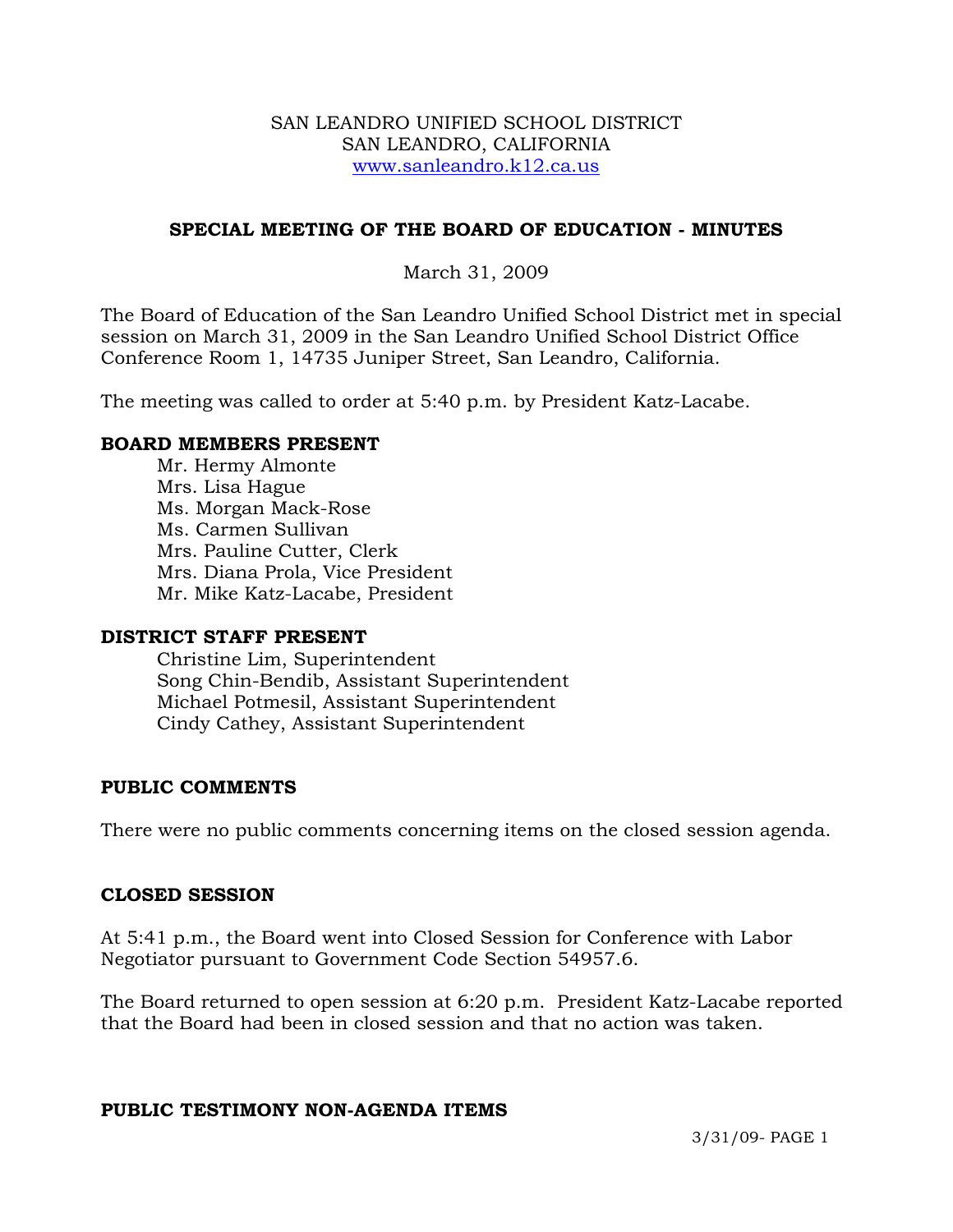SAN LEANDRO UNIFIED SCHOOL DISTRICT
SAN LEANDRO, CALIFORNIA
[www.sanleandro.k12.ca.us](http://www.sanleandro.k12.ca.us)

## SPECIAL MEETING OF THE BOARD OF EDUCATION - MINUTES

March 31, 2009

The Board of Education of the San Leandro Unified School District met in special session on March 31, 2009 in the San Leandro Unified School District Office Conference Room 1, 14735 Juniper Street, San Leandro, California.

The meeting was called to order at 5:40 p.m. by President Katz-Lacabe.

### BOARD MEMBERS PRESENT

Mr. Hermy Almonte
Mrs. Lisa Hague
Ms. Morgan Mack-Rose
Ms. Carmen Sullivan
Mrs. Pauline Cutter, Clerk
Mrs. Diana Prola, Vice President
Mr. Mike Katz-Lacabe, President

### DISTRICT STAFF PRESENT

Christine Lim, Superintendent
Song Chin-Bendib, Assistant Superintendent
Michael Potmesil, Assistant Superintendent
Cindy Cathey, Assistant Superintendent

### PUBLIC COMMENTS

There were no public comments concerning items on the closed session agenda.

### CLOSED SESSION

At 5:41 p.m., the Board went into Closed Session for Conference with Labor Negotiator pursuant to Government Code Section 54957.6.

The Board returned to open session at 6:20 p.m. President Katz-Lacabe reported that the Board had been in closed session and that no action was taken.

### PUBLIC TESTIMONY NON-AGENDA ITEMS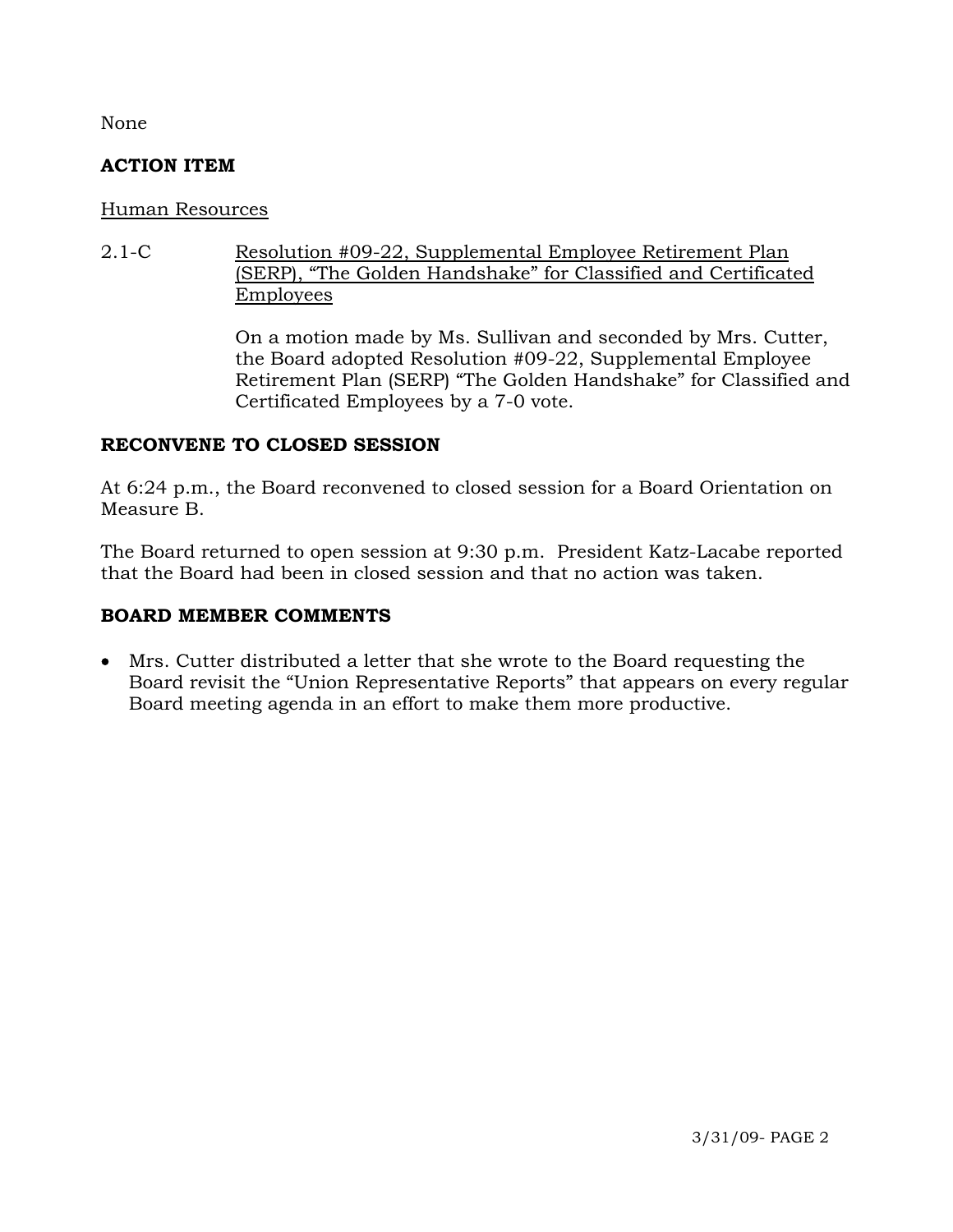None

**ACTION ITEM**

Human Resources

2.1-C Resolution #09-22, Supplemental Employee Retirement Plan (SERP), "The Golden Handshake" for Classified and Certificated Employees

On a motion made by Ms. Sullivan and seconded by Mrs. Cutter, the Board adopted Resolution #09-22, Supplemental Employee Retirement Plan (SERP) "The Golden Handshake" for Classified and Certificated Employees by a 7-0 vote.

**RECONVENE TO CLOSED SESSION**

At 6:24 p.m., the Board reconvened to closed session for a Board Orientation on Measure B.

The Board returned to open session at 9:30 p.m. President Katz-Lacabe reported that the Board had been in closed session and that no action was taken.

**BOARD MEMBER COMMENTS**

- Mrs. Cutter distributed a letter that she wrote to the Board requesting the Board revisit the "Union Representative Reports" that appears on every regular Board meeting agenda in an effort to make them more productive.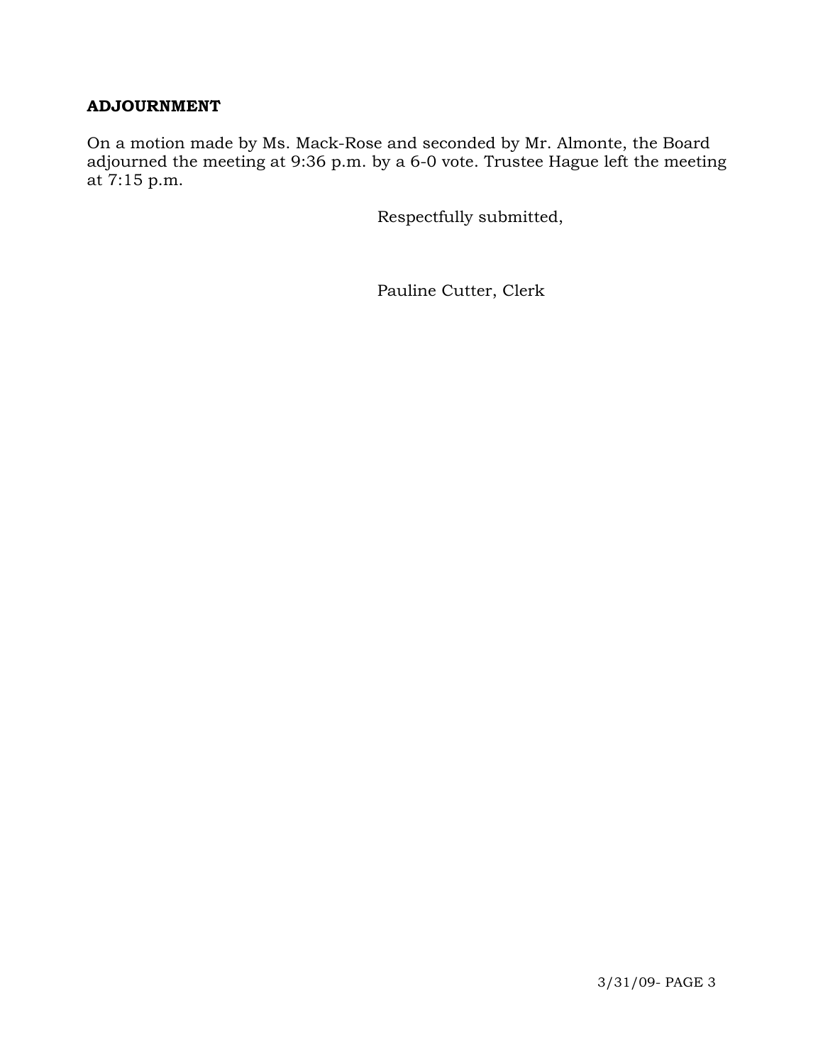**ADJOURNMENT**

On a motion made by Ms. Mack-Rose and seconded by Mr. Almonte, the Board adjourned the meeting at 9:36 p.m. by a 6-0 vote. Trustee Hague left the meeting at 7:15 p.m.

Respectfully submitted,

Pauline Cutter, Clerk